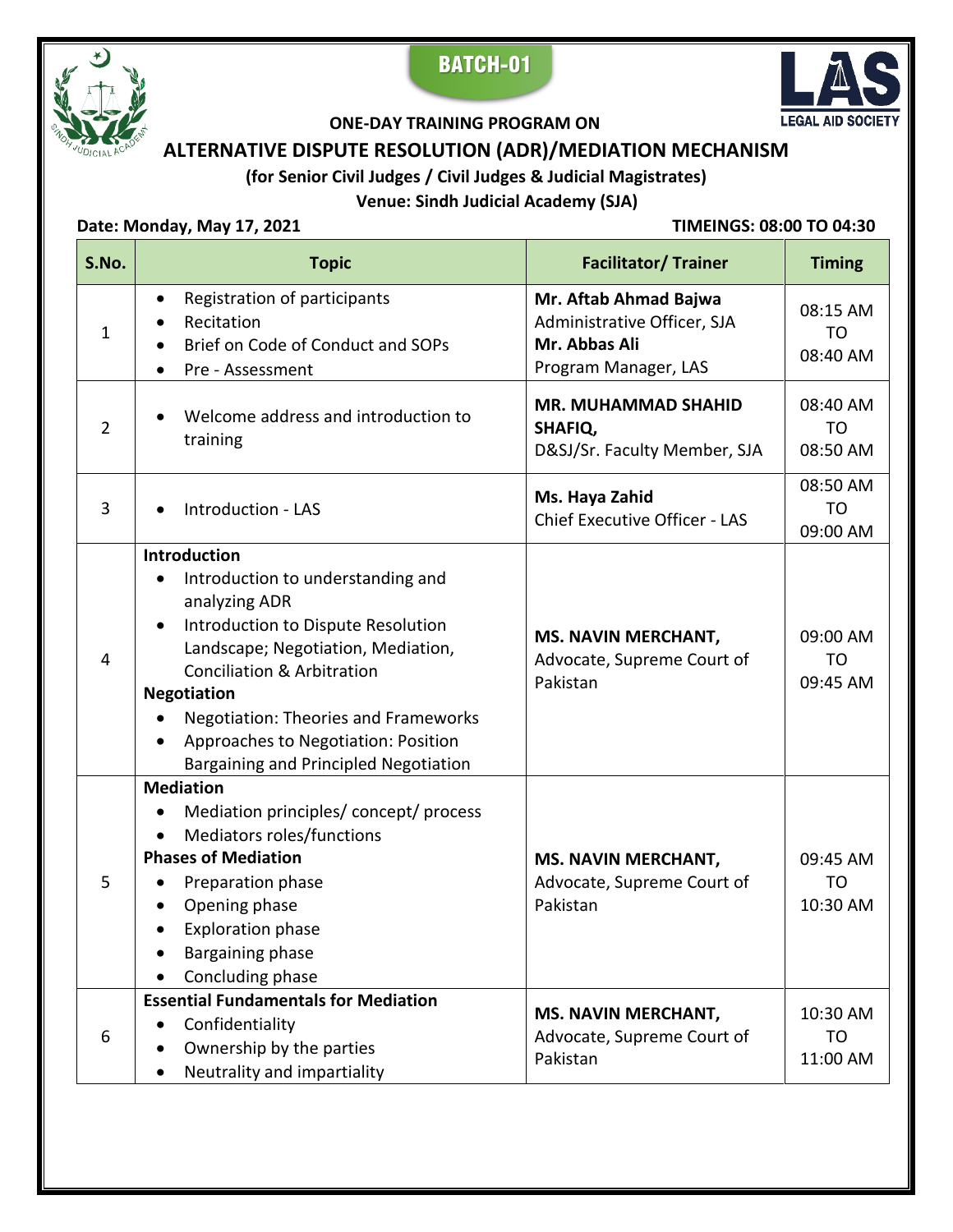**BATCH-01**

**ONE-DAY TRAINING PROGRAM ON**

# ALTERNATIVE DISPUTE RESOLUTION (ADR)/MEDIATION MECHANISM

**(for Senior Civil Judges / Civil Judges & Judicial Magistrates)**

**Venue: Sindh Judicial Academy (SJA)**

**Date: Monday, May 17, 2021** **TIMEINGS: 08:00 TO 04:30**

| S.No. | Topic | Facilitator/ Trainer | Timing |
|---|---|---|---|
| 1 | • Registration of participants<br>• Recitation<br>• Brief on Code of Conduct and SOPs<br>• Pre - Assessment | **Mr. Aftab Ahmad Bajwa**<br>Administrative Officer, SJA<br>**Mr. Abbas Ali**<br>Program Manager, LAS | 08:15 AM TO 08:40 AM |
| 2 | • Welcome address and introduction to training | **MR. MUHAMMAD SHAHID SHAFIQ,**<br>D&SJ/Sr. Faculty Member, SJA | 08:40 AM TO 08:50 AM |
| 3 | • Introduction - LAS | **Ms. Haya Zahid**<br>Chief Executive Officer - LAS | 08:50 AM TO 09:00 AM |
| 4 | **Introduction**<br>• Introduction to understanding and analyzing ADR<br>• Introduction to Dispute Resolution Landscape; Negotiation, Mediation, Conciliation & Arbitration<br>**Negotiation**<br>• Negotiation: Theories and Frameworks<br>• Approaches to Negotiation: Position Bargaining and Principled Negotiation | **MS. NAVIN MERCHANT,**<br>Advocate, Supreme Court of Pakistan | 09:00 AM TO 09:45 AM |
| 5 | **Mediation**<br>• Mediation principles/ concept/ process<br>• Mediators roles/functions<br>**Phases of Mediation**<br>• Preparation phase<br>• Opening phase<br>• Exploration phase<br>• Bargaining phase<br>• Concluding phase | **MS. NAVIN MERCHANT,**<br>Advocate, Supreme Court of Pakistan | 09:45 AM TO 10:30 AM |
| 6 | **Essential Fundamentals for Mediation**<br>• Confidentiality<br>• Ownership by the parties<br>• Neutrality and impartiality | **MS. NAVIN MERCHANT,**<br>Advocate, Supreme Court of Pakistan | 10:30 AM TO 11:00 AM |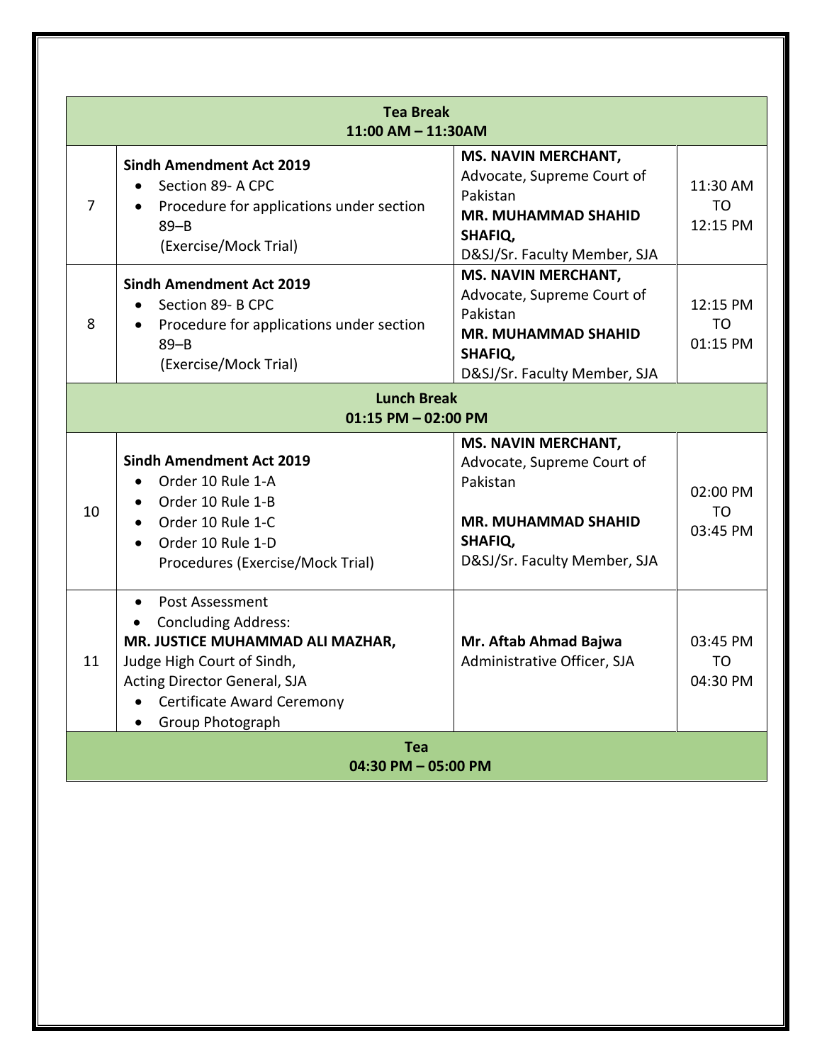| | | | |
|---|---|---|---|
| **Tea Break**<br>**11:00 AM – 11:30AM** | | | |
| 7 | **Sindh Amendment Act 2019**<br>• Section 89- A CPC<br>• Procedure for applications under section 89–B<br>(Exercise/Mock Trial) | **MS. NAVIN MERCHANT,**<br>Advocate, Supreme Court of Pakistan<br>**MR. MUHAMMAD SHAHID SHAFIQ,**<br>D&SJ/Sr. Faculty Member, SJA | 11:30 AM<br>TO<br>12:15 PM |
| 8 | **Sindh Amendment Act 2019**<br>• Section 89- B CPC<br>• Procedure for applications under section 89–B<br>(Exercise/Mock Trial) | **MS. NAVIN MERCHANT,**<br>Advocate, Supreme Court of Pakistan<br>**MR. MUHAMMAD SHAHID SHAFIQ,**<br>D&SJ/Sr. Faculty Member, SJA | 12:15 PM<br>TO<br>01:15 PM |
| **Lunch Break**<br>**01:15 PM – 02:00 PM** | | | |
| 10 | **Sindh Amendment Act 2019**<br>• Order 10 Rule 1-A<br>• Order 10 Rule 1-B<br>• Order 10 Rule 1-C<br>• Order 10 Rule 1-D<br>Procedures (Exercise/Mock Trial) | **MS. NAVIN MERCHANT,**<br>Advocate, Supreme Court of Pakistan<br><br>**MR. MUHAMMAD SHAHID SHAFIQ,**<br>D&SJ/Sr. Faculty Member, SJA | 02:00 PM<br>TO<br>03:45 PM |
| 11 | • Post Assessment<br>• Concluding Address:<br>**MR. JUSTICE MUHAMMAD ALI MAZHAR,**<br>Judge High Court of Sindh,<br>Acting Director General, SJA<br>• Certificate Award Ceremony<br>• Group Photograph | **Mr. Aftab Ahmad Bajwa**<br>Administrative Officer, SJA | 03:45 PM<br>TO<br>04:30 PM |
| **Tea**<br>**04:30 PM – 05:00 PM** | | | |